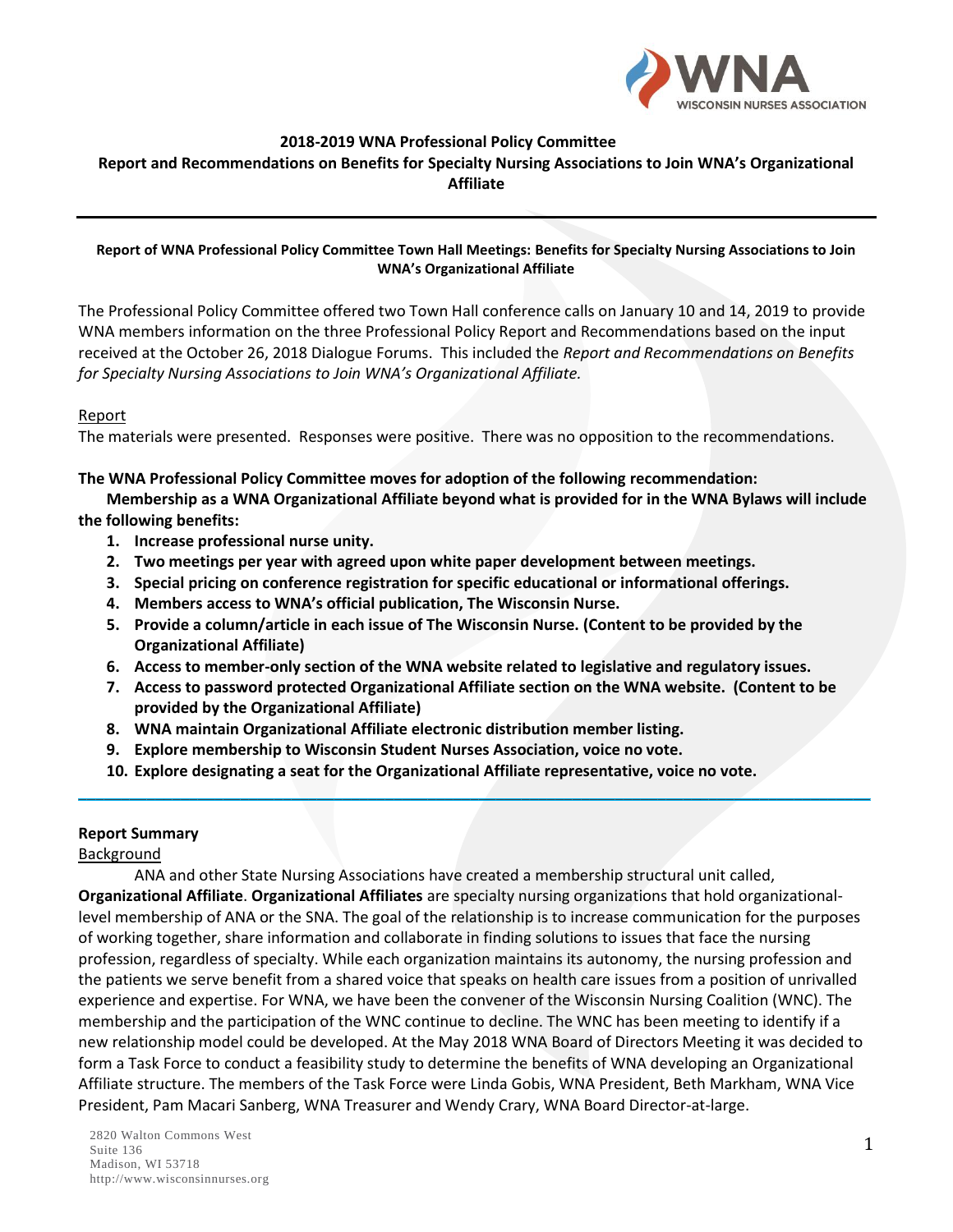## 2018-2019 WNA Professional Policy Committee
## Report and Recommendations on Benefits for Specialty Nursing Associations to Join WNA's Organizational Affiliate

---

**Report of WNA Professional Policy Committee Town Hall Meetings: Benefits for Specialty Nursing Associations to Join WNA's Organizational Affiliate**

The Professional Policy Committee offered two Town Hall conference calls on January 10 and 14, 2019 to provide WNA members information on the three Professional Policy Report and Recommendations based on the input received at the October 26, 2018 Dialogue Forums. This included the *Report and Recommendations on Benefits for Specialty Nursing Associations to Join WNA's Organizational Affiliate.*

Report

The materials were presented. Responses were positive. There was no opposition to the recommendations.

**The WNA Professional Policy Committee moves for adoption of the following recommendation:**

**Membership as a WNA Organizational Affiliate beyond what is provided for in the WNA Bylaws will include the following benefits:**

1. **Increase professional nurse unity.**
2. **Two meetings per year with agreed upon white paper development between meetings.**
3. **Special pricing on conference registration for specific educational or informational offerings.**
4. **Members access to WNA's official publication, The Wisconsin Nurse.**
5. **Provide a column/article in each issue of The Wisconsin Nurse. (Content to be provided by the Organizational Affiliate)**
6. **Access to member-only section of the WNA website related to legislative and regulatory issues.**
7. **Access to password protected Organizational Affiliate section on the WNA website. (Content to be provided by the Organizational Affiliate)**
8. **WNA maintain Organizational Affiliate electronic distribution member listing.**
9. **Explore membership to Wisconsin Student Nurses Association, voice no vote.**
10. **Explore designating a seat for the Organizational Affiliate representative, voice no vote.**

---

**Report Summary**

Background

ANA and other State Nursing Associations have created a membership structural unit called, **Organizational Affiliate**. **Organizational Affiliates** are specialty nursing organizations that hold organizational-level membership of ANA or the SNA. The goal of the relationship is to increase communication for the purposes of working together, share information and collaborate in finding solutions to issues that face the nursing profession, regardless of specialty. While each organization maintains its autonomy, the nursing profession and the patients we serve benefit from a shared voice that speaks on health care issues from a position of unrivalled experience and expertise. For WNA, we have been the convener of the Wisconsin Nursing Coalition (WNC). The membership and the participation of the WNC continue to decline. The WNC has been meeting to identify if a new relationship model could be developed. At the May 2018 WNA Board of Directors Meeting it was decided to form a Task Force to conduct a feasibility study to determine the benefits of WNA developing an Organizational Affiliate structure. The members of the Task Force were Linda Gobis, WNA President, Beth Markham, WNA Vice President, Pam Macari Sanberg, WNA Treasurer and Wendy Crary, WNA Board Director-at-large.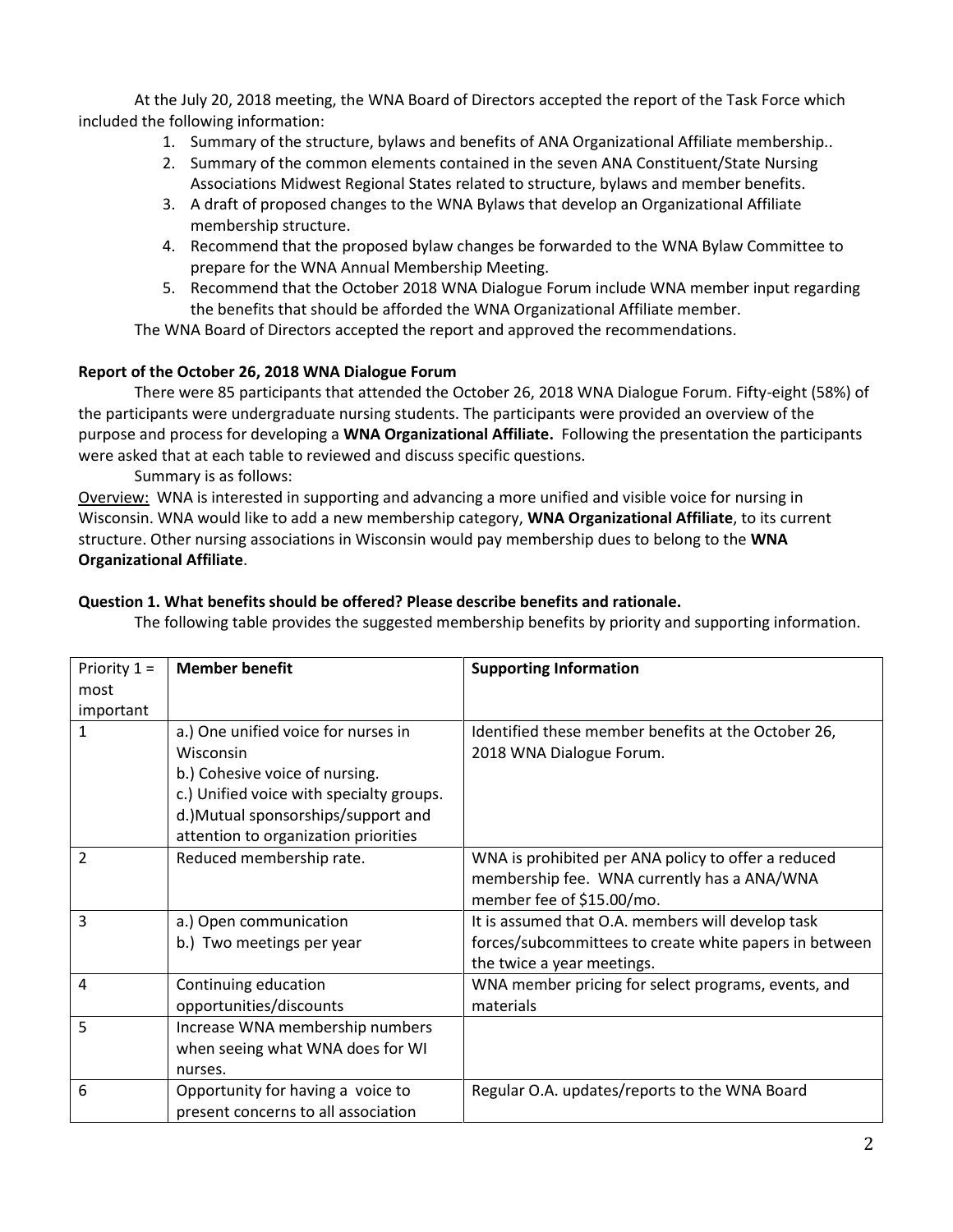At the July 20, 2018 meeting, the WNA Board of Directors accepted the report of the Task Force which included the following information:

1. Summary of the structure, bylaws and benefits of ANA Organizational Affiliate membership..
2. Summary of the common elements contained in the seven ANA Constituent/State Nursing Associations Midwest Regional States related to structure, bylaws and member benefits.
3. A draft of proposed changes to the WNA Bylaws that develop an Organizational Affiliate membership structure.
4. Recommend that the proposed bylaw changes be forwarded to the WNA Bylaw Committee to prepare for the WNA Annual Membership Meeting.
5. Recommend that the October 2018 WNA Dialogue Forum include WNA member input regarding the benefits that should be afforded the WNA Organizational Affiliate member.

The WNA Board of Directors accepted the report and approved the recommendations.

**Report of the October 26, 2018 WNA Dialogue Forum**

There were 85 participants that attended the October 26, 2018 WNA Dialogue Forum. Fifty-eight (58%) of the participants were undergraduate nursing students. The participants were provided an overview of the purpose and process for developing a **WNA Organizational Affiliate.** Following the presentation the participants were asked that at each table to reviewed and discuss specific questions.

Summary is as follows:

Overview: WNA is interested in supporting and advancing a more unified and visible voice for nursing in Wisconsin. WNA would like to add a new membership category, **WNA Organizational Affiliate**, to its current structure. Other nursing associations in Wisconsin would pay membership dues to belong to the **WNA Organizational Affiliate**.

**Question 1. What benefits should be offered? Please describe benefits and rationale.**

The following table provides the suggested membership benefits by priority and supporting information.

| Priority 1 = most important | **Member benefit** | **Supporting Information** |
|---|---|---|
| 1 | a.) One unified voice for nurses in Wisconsin<br>b.) Cohesive voice of nursing.<br>c.) Unified voice with specialty groups.<br>d.)Mutual sponsorships/support and attention to organization priorities | Identified these member benefits at the October 26, 2018 WNA Dialogue Forum. |
| 2 | Reduced membership rate. | WNA is prohibited per ANA policy to offer a reduced membership fee. WNA currently has a ANA/WNA member fee of $15.00/mo. |
| 3 | a.) Open communication<br>b.) Two meetings per year | It is assumed that O.A. members will develop task forces/subcommittees to create white papers in between the twice a year meetings. |
| 4 | Continuing education opportunities/discounts | WNA member pricing for select programs, events, and materials |
| 5 | Increase WNA membership numbers when seeing what WNA does for WI nurses. | |
| 6 | Opportunity for having a voice to present concerns to all association | Regular O.A. updates/reports to the WNA Board |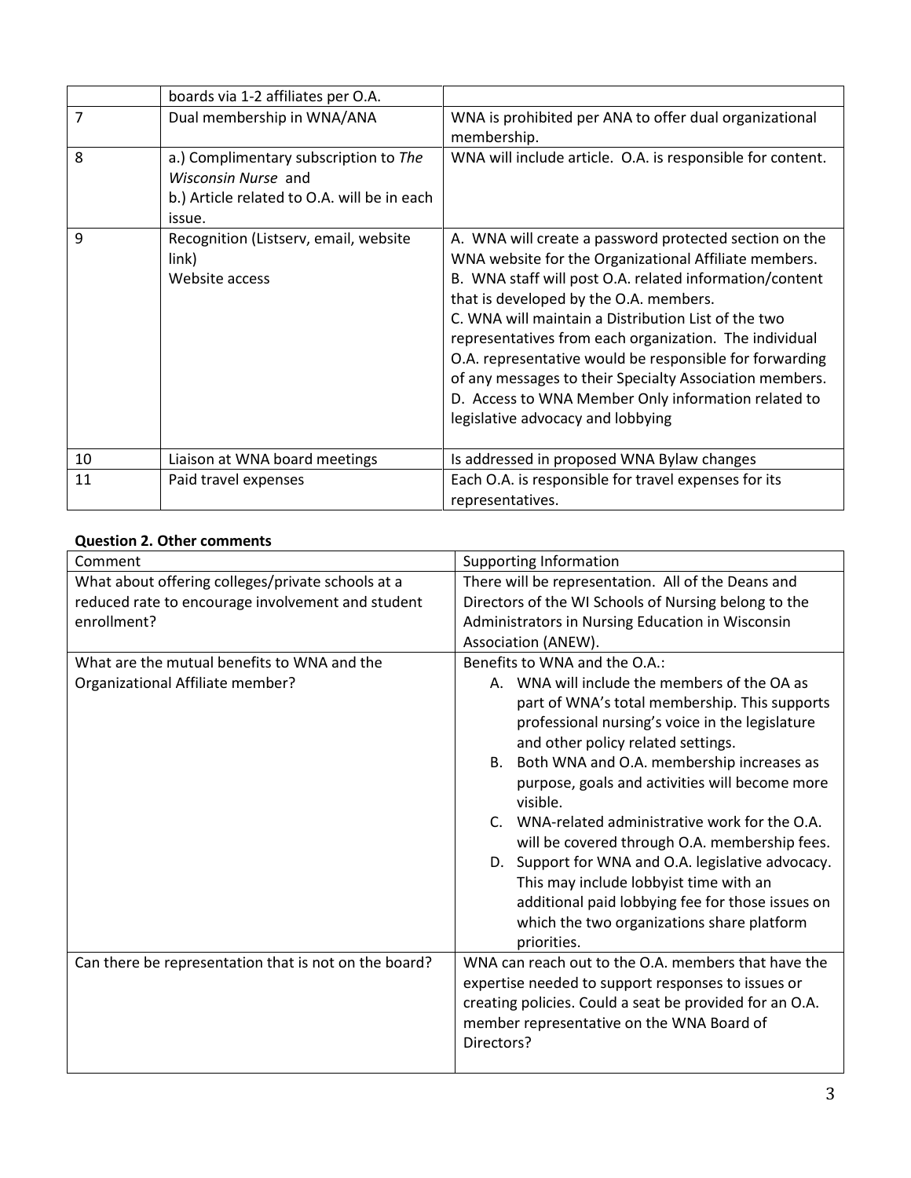|  | boards via 1-2 affiliates per O.A. |  |
|---|---|---|
| 7 | Dual membership in WNA/ANA | WNA is prohibited per ANA to offer dual organizational membership. |
| 8 | a.) Complimentary subscription to *The Wisconsin Nurse* and<br>b.) Article related to O.A. will be in each issue. | WNA will include article. O.A. is responsible for content. |
| 9 | Recognition (Listserv, email, website link)<br>Website access | A. WNA will create a password protected section on the WNA website for the Organizational Affiliate members.<br>B. WNA staff will post O.A. related information/content that is developed by the O.A. members.<br>C. WNA will maintain a Distribution List of the two representatives from each organization. The individual O.A. representative would be responsible for forwarding of any messages to their Specialty Association members.<br>D. Access to WNA Member Only information related to legislative advocacy and lobbying |
| 10 | Liaison at WNA board meetings | Is addressed in proposed WNA Bylaw changes |
| 11 | Paid travel expenses | Each O.A. is responsible for travel expenses for its representatives. |

**Question 2. Other comments**

| Comment | Supporting Information |
|---|---|
| What about offering colleges/private schools at a reduced rate to encourage involvement and student enrollment? | There will be representation. All of the Deans and Directors of the WI Schools of Nursing belong to the Administrators in Nursing Education in Wisconsin Association (ANEW). |
| What are the mutual benefits to WNA and the Organizational Affiliate member? | Benefits to WNA and the O.A.:<br>A. WNA will include the members of the OA as part of WNA's total membership. This supports professional nursing's voice in the legislature and other policy related settings.<br>B. Both WNA and O.A. membership increases as purpose, goals and activities will become more visible.<br>C. WNA-related administrative work for the O.A. will be covered through O.A. membership fees.<br>D. Support for WNA and O.A. legislative advocacy. This may include lobbyist time with an additional paid lobbying fee for those issues on which the two organizations share platform priorities. |
| Can there be representation that is not on the board? | WNA can reach out to the O.A. members that have the expertise needed to support responses to issues or creating policies. Could a seat be provided for an O.A. member representative on the WNA Board of Directors? |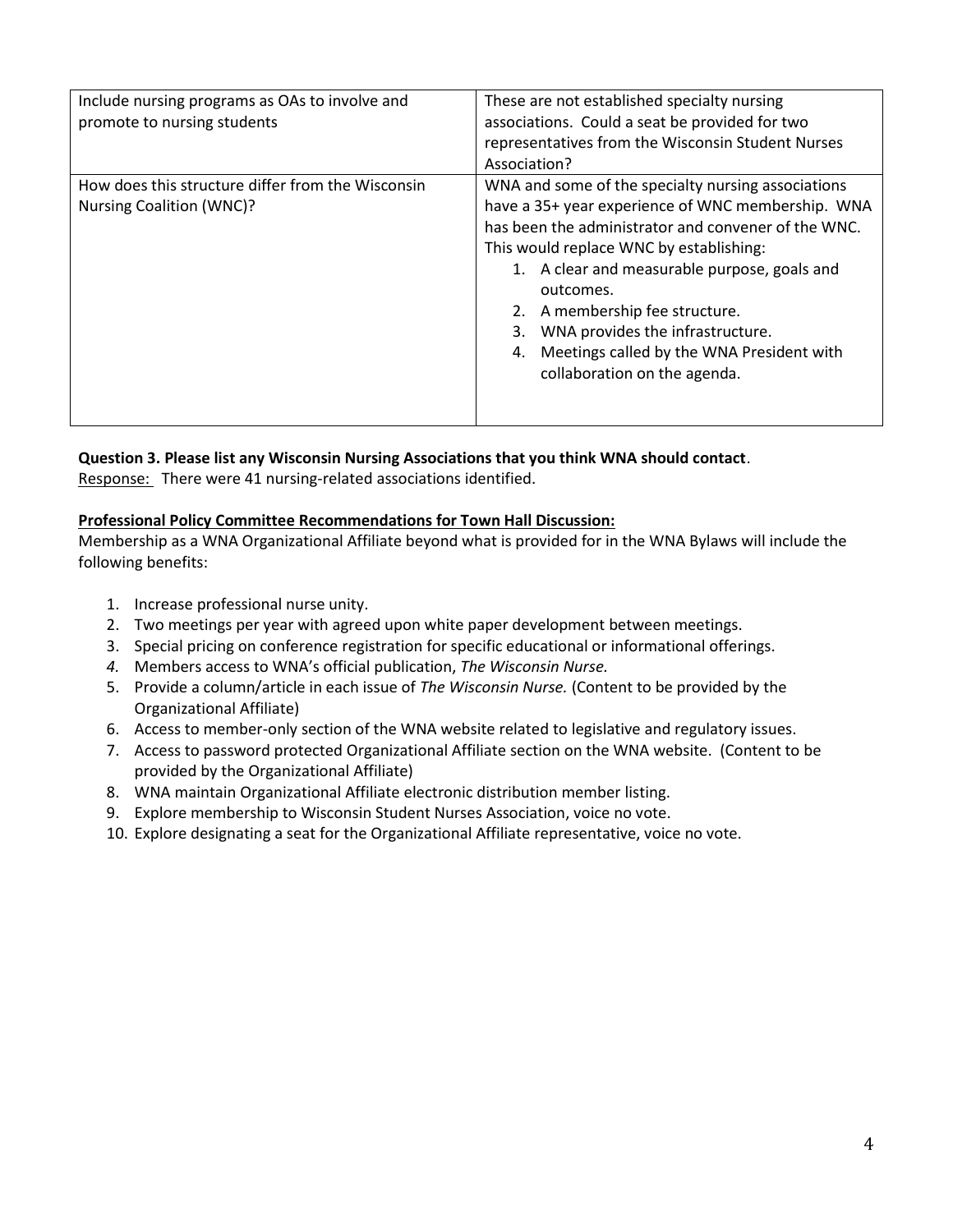| | |
|---|---|
| Include nursing programs as OAs to involve and promote to nursing students | These are not established specialty nursing associations. Could a seat be provided for two representatives from the Wisconsin Student Nurses Association? |
| How does this structure differ from the Wisconsin Nursing Coalition (WNC)? | WNA and some of the specialty nursing associations have a 35+ year experience of WNC membership. WNA has been the administrator and convener of the WNC. This would replace WNC by establishing:<br>1. A clear and measurable purpose, goals and outcomes.<br>2. A membership fee structure.<br>3. WNA provides the infrastructure.<br>4. Meetings called by the WNA President with collaboration on the agenda. |

**Question 3. Please list any Wisconsin Nursing Associations that you think WNA should contact**.

Response: There were 41 nursing-related associations identified.

**Professional Policy Committee Recommendations for Town Hall Discussion:**

Membership as a WNA Organizational Affiliate beyond what is provided for in the WNA Bylaws will include the following benefits:

1. Increase professional nurse unity.
2. Two meetings per year with agreed upon white paper development between meetings.
3. Special pricing on conference registration for specific educational or informational offerings.
4. Members access to WNA's official publication, *The Wisconsin Nurse.*
5. Provide a column/article in each issue of *The Wisconsin Nurse.* (Content to be provided by the Organizational Affiliate)
6. Access to member-only section of the WNA website related to legislative and regulatory issues.
7. Access to password protected Organizational Affiliate section on the WNA website. (Content to be provided by the Organizational Affiliate)
8. WNA maintain Organizational Affiliate electronic distribution member listing.
9. Explore membership to Wisconsin Student Nurses Association, voice no vote.
10. Explore designating a seat for the Organizational Affiliate representative, voice no vote.